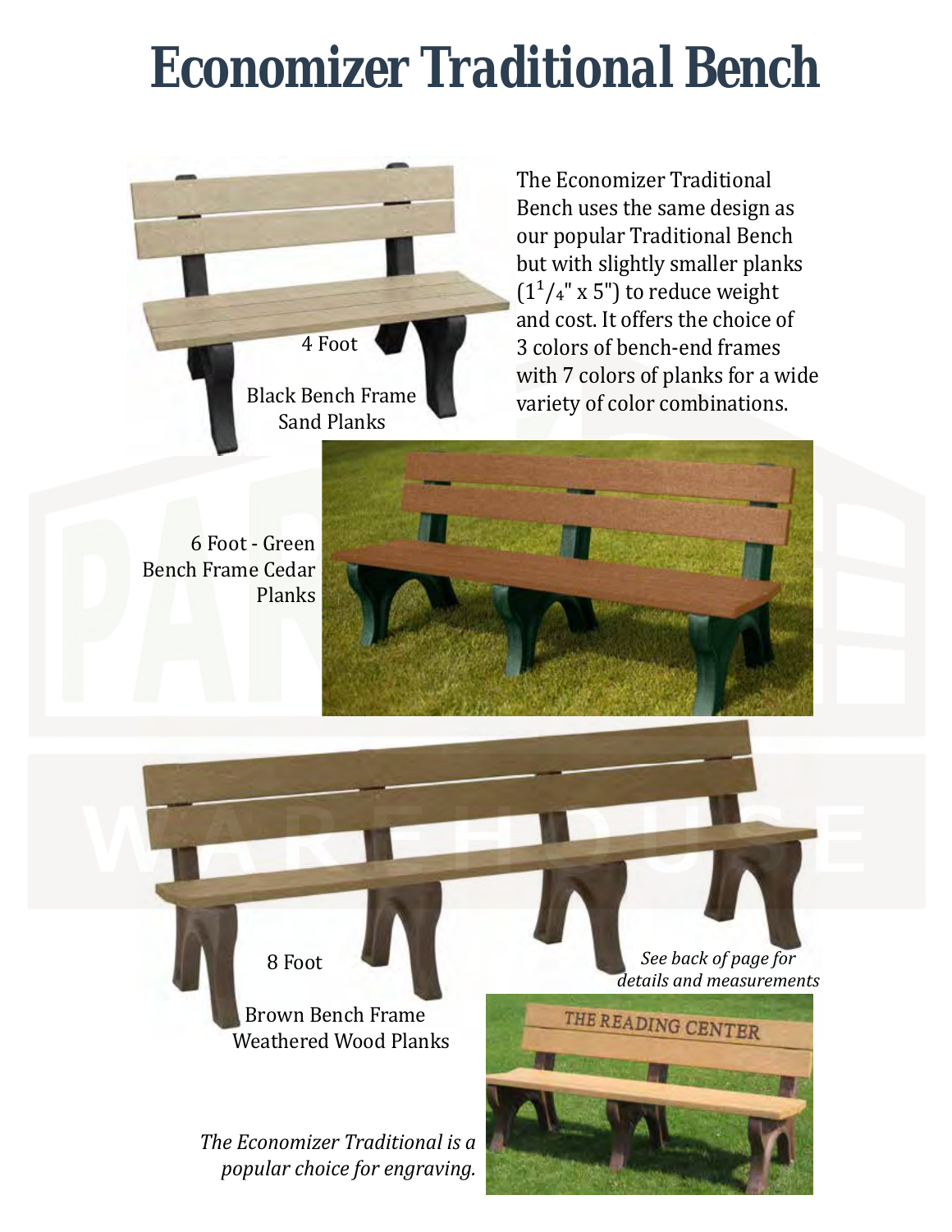# Economizer Traditional Bench

The Economizer Traditional Bench uses the same design as our popular Traditional Bench but with slightly smaller planks ($1^1/_4$" x 5") to reduce weight and cost. It offers the choice of 3 colors of bench-end frames with 7 colors of planks for a wide variety of color combinations.

4 Foot

Black Bench Frame
Sand Planks

6 Foot - Green Bench Frame Cedar Planks

8 Foot

Brown Bench Frame
Weathered Wood Planks

*See back of page for details and measurements*

*The Economizer Traditional is a popular choice for engraving.*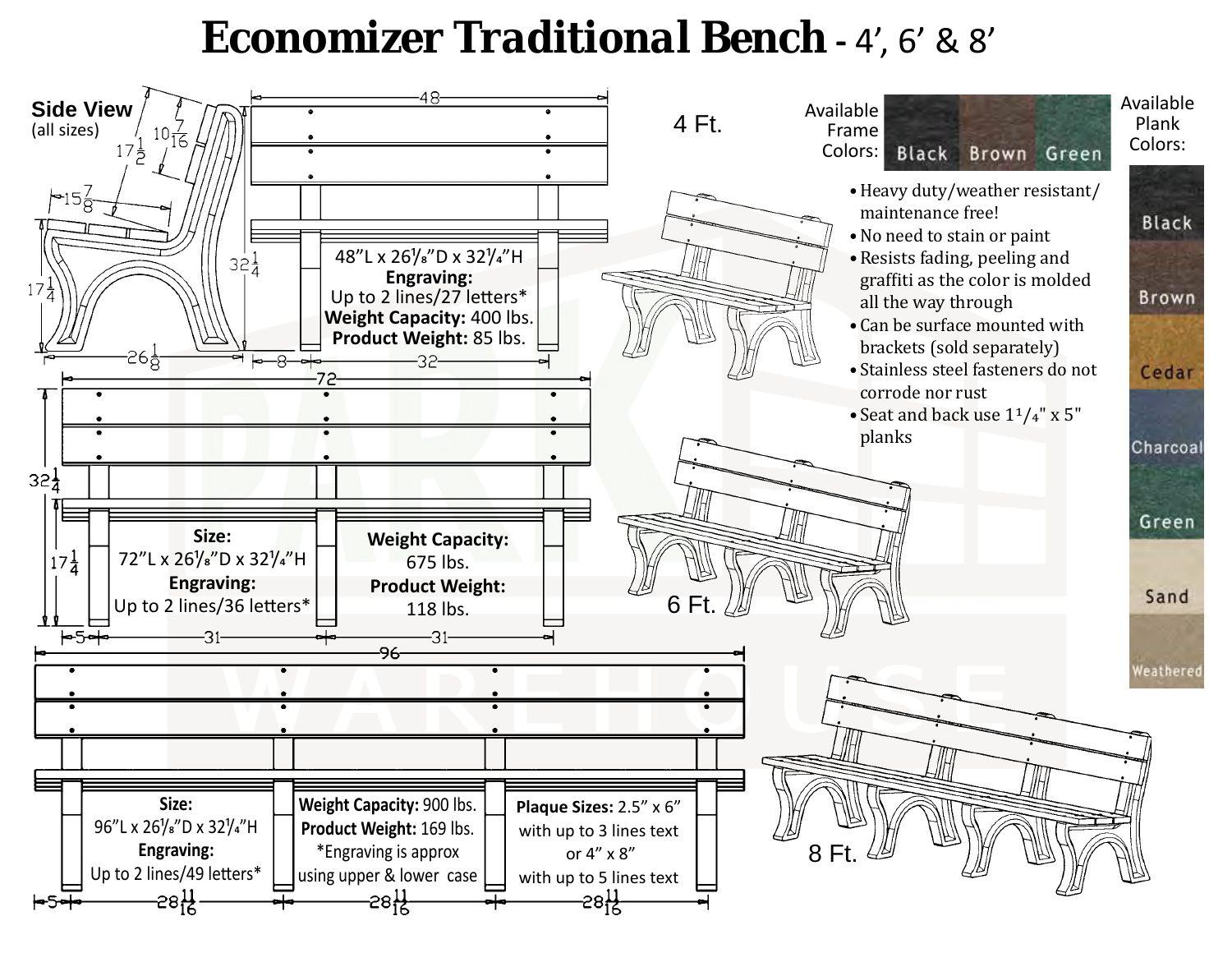# Economizer Traditional Bench - 4', 6' & 8'

**Side View** (all sizes)

17 1/2 · 10 7/16 · 15 7/8 · 17 1/4 · 26 1/8 · 32 1/4

## 4 Ft.

48 · 8 · 32

48"L x 26⅛"D x 32¼"H
**Engraving:** Up to 2 lines/27 letters*
**Weight Capacity:** 400 lbs.
**Product Weight:** 85 lbs.

## 6 Ft.

72 · 32 1/4 · 17 1/4 · 5 · 31 · 31

**Size:** 72"L x 26⅛"D x 32¼"H
**Engraving:** Up to 2 lines/36 letters*

**Weight Capacity:** 675 lbs.
**Product Weight:** 118 lbs.

## 8 Ft.

96 · 5 · 28 11/16 · 28 11/16 · 28 11/16

**Size:** 96"L x 26⅛"D x 32¼"H
**Engraving:** Up to 2 lines/49 letters*

**Weight Capacity:** 900 lbs.
**Product Weight:** 169 lbs.
*Engraving is approx using upper & lower case

**Plaque Sizes:** 2.5" x 6" with up to 3 lines text or 4" x 8" with up to 5 lines text

**Available Frame Colors:** Black, Brown, Green

**Available Plank Colors:** Black, Brown, Cedar, Charcoal, Green, Sand, Weathered

- Heavy duty/weather resistant/ maintenance free!
- No need to stain or paint
- Resists fading, peeling and graffiti as the color is molded all the way through
- Can be surface mounted with brackets (sold separately)
- Stainless steel fasteners do not corrode nor rust
- Seat and back use 1¼" x 5" planks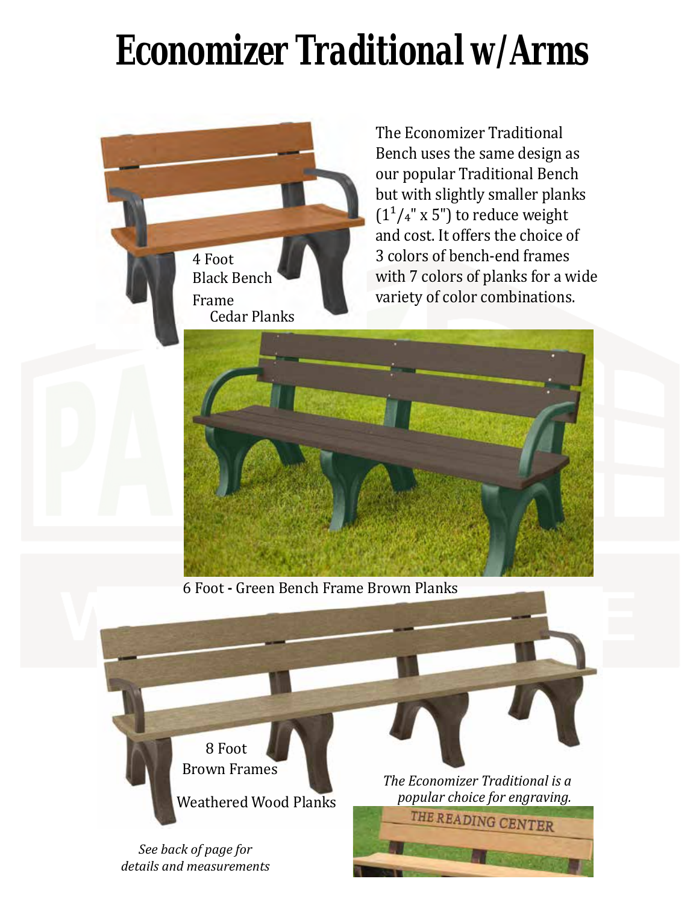# Economizer Traditional w/Arms

The Economizer Traditional Bench uses the same design as our popular Traditional Bench but with slightly smaller planks ($1^1/_4$" x 5") to reduce weight and cost. It offers the choice of 3 colors of bench-end frames with 7 colors of planks for a wide variety of color combinations.

4 Foot
Black Bench Frame
Cedar Planks

6 Foot - Green Bench Frame Brown Planks

8 Foot
Brown Frames
Weathered Wood Planks

*The Economizer Traditional is a popular choice for engraving.*

THE READING CENTER

*See back of page for details and measurements*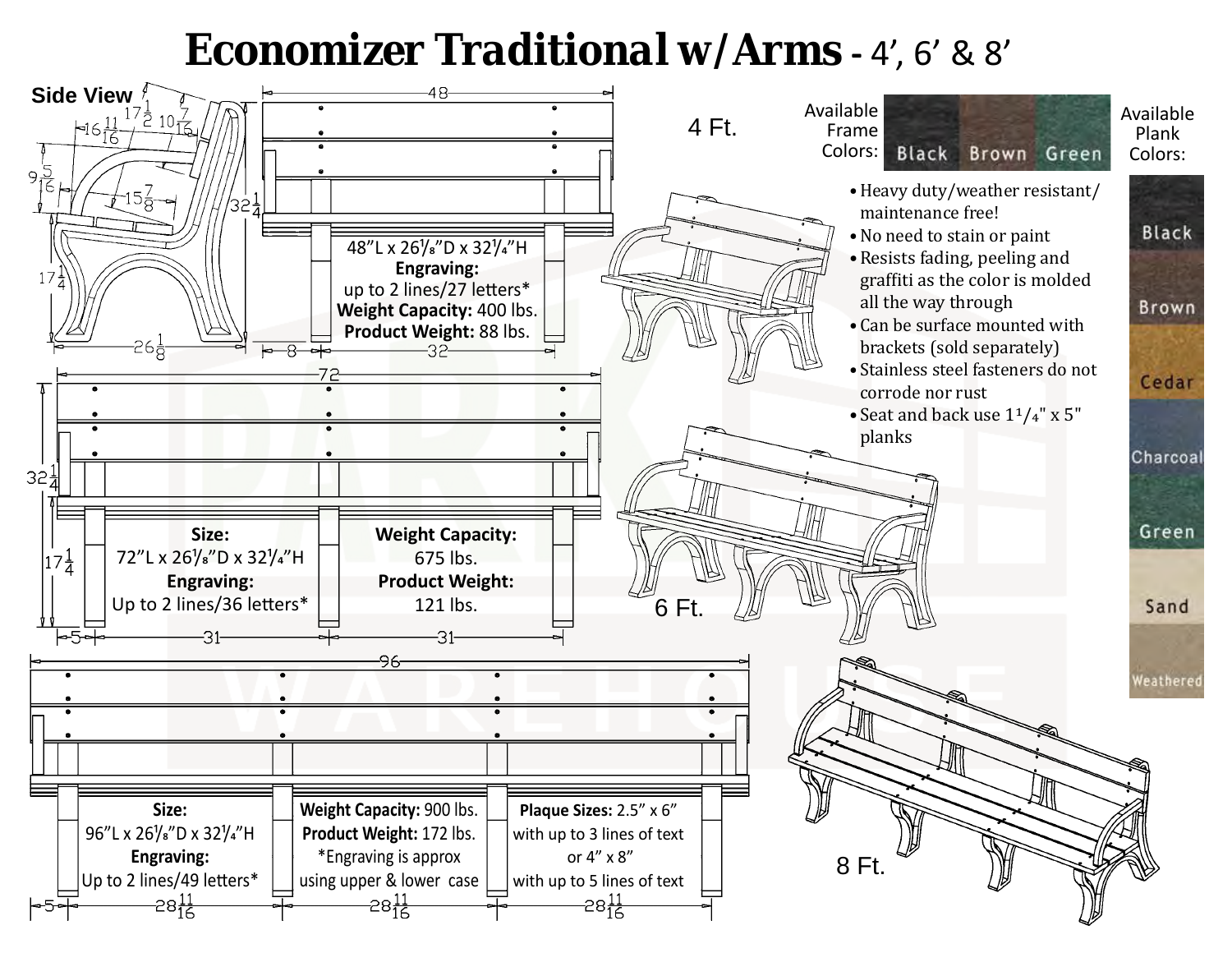# Economizer Traditional w/Arms - 4', 6' & 8'

**Side View**

17 $\frac{1}{2}$ 10 $\frac{7}{16}$

16 $\frac{11}{16}$

9 $\frac{5}{16}$

15 $\frac{7}{8}$

32 $\frac{1}{4}$

17 $\frac{1}{4}$

26 $\frac{1}{8}$

48

48"L x 26⅛"D x 32¼"H
**Engraving:** up to 2 lines/27 letters*
**Weight Capacity:** 400 lbs.
**Product Weight:** 88 lbs.

8 32

4 Ft.

Available Frame Colors: Black Brown Green

Available Plank Colors: Black Brown Cedar Charcoal Green Sand Weathered

- Heavy duty/weather resistant/ maintenance free!
- No need to stain or paint
- Resists fading, peeling and graffiti as the color is molded all the way through
- Can be surface mounted with brackets (sold separately)
- Stainless steel fasteners do not corrode nor rust
- Seat and back use 1¹/₄" x 5" planks

72

32 $\frac{1}{4}$

17 $\frac{1}{4}$

**Size:** 72"L x 26⅛"D x 32¼"H
**Engraving:** Up to 2 lines/36 letters*

**Weight Capacity:** 675 lbs.
**Product Weight:** 121 lbs.

5 31 31

6 Ft.

96

**Size:** 96"L x 26⅛"D x 32¼"H
**Engraving:** Up to 2 lines/49 letters*

**Weight Capacity:** 900 lbs.
**Product Weight:** 172 lbs.
*Engraving is approx using upper & lower case

**Plaque Sizes:** 2.5" x 6" with up to 3 lines of text or 4" x 8" with up to 5 lines of text

5 28 $\frac{11}{16}$ 28 $\frac{11}{16}$ 28 $\frac{11}{16}$

8 Ft.